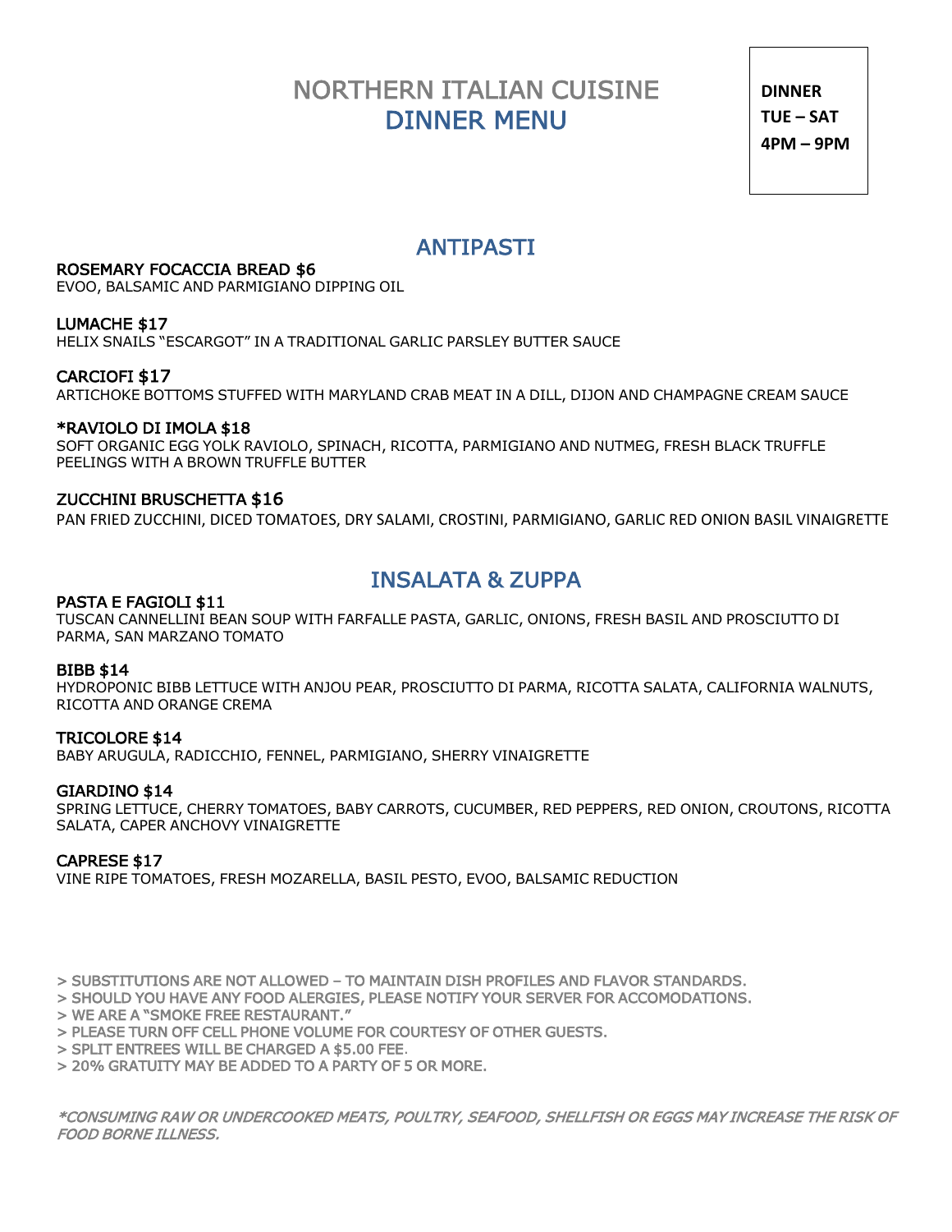# NORTHERN ITALIAN CUISINE
## DINNER MENU

**DINNER**
**TUE – SAT**
**4PM – 9PM**

## ANTIPASTI

**ROSEMARY FOCACCIA BREAD $6**
EVOO, BALSAMIC AND PARMIGIANO DIPPING OIL

**LUMACHE $17**
HELIX SNAILS "ESCARGOT" IN A TRADITIONAL GARLIC PARSLEY BUTTER SAUCE

**CARCIOFI $17**
ARTICHOKE BOTTOMS STUFFED WITH MARYLAND CRAB MEAT IN A DILL, DIJON AND CHAMPAGNE CREAM SAUCE

***RAVIOLO DI IMOLA $18**
SOFT ORGANIC EGG YOLK RAVIOLO, SPINACH, RICOTTA, PARMIGIANO AND NUTMEG, FRESH BLACK TRUFFLE PEELINGS WITH A BROWN TRUFFLE BUTTER

**ZUCCHINI BRUSCHETTA $16**
PAN FRIED ZUCCHINI, DICED TOMATOES, DRY SALAMI, CROSTINI, PARMIGIANO, GARLIC RED ONION BASIL VINAIGRETTE

## INSALATA & ZUPPA

**PASTA E FAGIOLI $11**
TUSCAN CANNELLINI BEAN SOUP WITH FARFALLE PASTA, GARLIC, ONIONS, FRESH BASIL AND PROSCIUTTO DI PARMA, SAN MARZANO TOMATO

**BIBB $14**
HYDROPONIC BIBB LETTUCE WITH ANJOU PEAR, PROSCIUTTO DI PARMA, RICOTTA SALATA, CALIFORNIA WALNUTS, RICOTTA AND ORANGE CREMA

**TRICOLORE $14**
BABY ARUGULA, RADICCHIO, FENNEL, PARMIGIANO, SHERRY VINAIGRETTE

**GIARDINO $14**
SPRING LETTUCE, CHERRY TOMATOES, BABY CARROTS, CUCUMBER, RED PEPPERS, RED ONION, CROUTONS, RICOTTA SALATA, CAPER ANCHOVY VINAIGRETTE

**CAPRESE $17**
VINE RIPE TOMATOES, FRESH MOZARELLA, BASIL PESTO, EVOO, BALSAMIC REDUCTION

> SUBSTITUTIONS ARE NOT ALLOWED – TO MAINTAIN DISH PROFILES AND FLAVOR STANDARDS.
> SHOULD YOU HAVE ANY FOOD ALERGIES, PLEASE NOTIFY YOUR SERVER FOR ACCOMODATIONS.
> WE ARE A "SMOKE FREE RESTAURANT."
> PLEASE TURN OFF CELL PHONE VOLUME FOR COURTESY OF OTHER GUESTS.
> SPLIT ENTREES WILL BE CHARGED A $5.00 FEE.
> 20% GRATUITY MAY BE ADDED TO A PARTY OF 5 OR MORE.

**_*CONSUMING RAW OR UNDERCOOKED MEATS, POULTRY, SEAFOOD, SHELLFISH OR EGGS MAY INCREASE THE RISK OF FOOD BORNE ILLNESS._**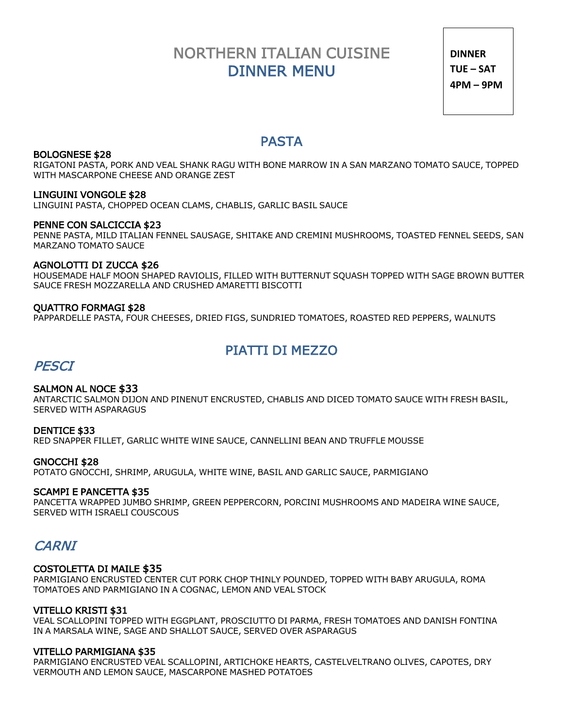# NORTHERN ITALIAN CUISINE
## DINNER MENU

**DINNER**
**TUE – SAT**
**4PM – 9PM**

## PASTA

**BOLOGNESE $28**
RIGATONI PASTA, PORK AND VEAL SHANK RAGU WITH BONE MARROW IN A SAN MARZANO TOMATO SAUCE, TOPPED WITH MASCARPONE CHEESE AND ORANGE ZEST

**LINGUINI VONGOLE $28**
LINGUINI PASTA, CHOPPED OCEAN CLAMS, CHABLIS, GARLIC BASIL SAUCE

**PENNE CON SALCICCIA $23**
PENNE PASTA, MILD ITALIAN FENNEL SAUSAGE, SHITAKE AND CREMINI MUSHROOMS, TOASTED FENNEL SEEDS, SAN MARZANO TOMATO SAUCE

**AGNOLOTTI DI ZUCCA $26**
HOUSEMADE HALF MOON SHAPED RAVIOLIS, FILLED WITH BUTTERNUT SQUASH TOPPED WITH SAGE BROWN BUTTER SAUCE FRESH MOZZARELLA AND CRUSHED AMARETTI BISCOTTI

**QUATTRO FORMAGI $28**
PAPPARDELLE PASTA, FOUR CHEESES, DRIED FIGS, SUNDRIED TOMATOES, ROASTED RED PEPPERS, WALNUTS

## PIATTI DI MEZZO

### *PESCI*

**SALMON AL NOCE $33**
ANTARCTIC SALMON DIJON AND PINENUT ENCRUSTED, CHABLIS AND DICED TOMATO SAUCE WITH FRESH BASIL, SERVED WITH ASPARAGUS

**DENTICE $33**
RED SNAPPER FILLET, GARLIC WHITE WINE SAUCE, CANNELLINI BEAN AND TRUFFLE MOUSSE

**GNOCCHI $28**
POTATO GNOCCHI, SHRIMP, ARUGULA, WHITE WINE, BASIL AND GARLIC SAUCE, PARMIGIANO

**SCAMPI E PANCETTA $35**
PANCETTA WRAPPED JUMBO SHRIMP, GREEN PEPPERCORN, PORCINI MUSHROOMS AND MADEIRA WINE SAUCE, SERVED WITH ISRAELI COUSCOUS

### *CARNI*

**COSTOLETTA DI MAILE $35**
PARMIGIANO ENCRUSTED CENTER CUT PORK CHOP THINLY POUNDED, TOPPED WITH BABY ARUGULA, ROMA TOMATOES AND PARMIGIANO IN A COGNAC, LEMON AND VEAL STOCK

**VITELLO KRISTI $31**
VEAL SCALLOPINI TOPPED WITH EGGPLANT, PROSCIUTTO DI PARMA, FRESH TOMATOES AND DANISH FONTINA IN A MARSALA WINE, SAGE AND SHALLOT SAUCE, SERVED OVER ASPARAGUS

**VITELLO PARMIGIANA $35**
PARMIGIANO ENCRUSTED VEAL SCALLOPINI, ARTICHOKE HEARTS, CASTELVELTRANO OLIVES, CAPOTES, DRY VERMOUTH AND LEMON SAUCE, MASCARPONE MASHED POTATOES